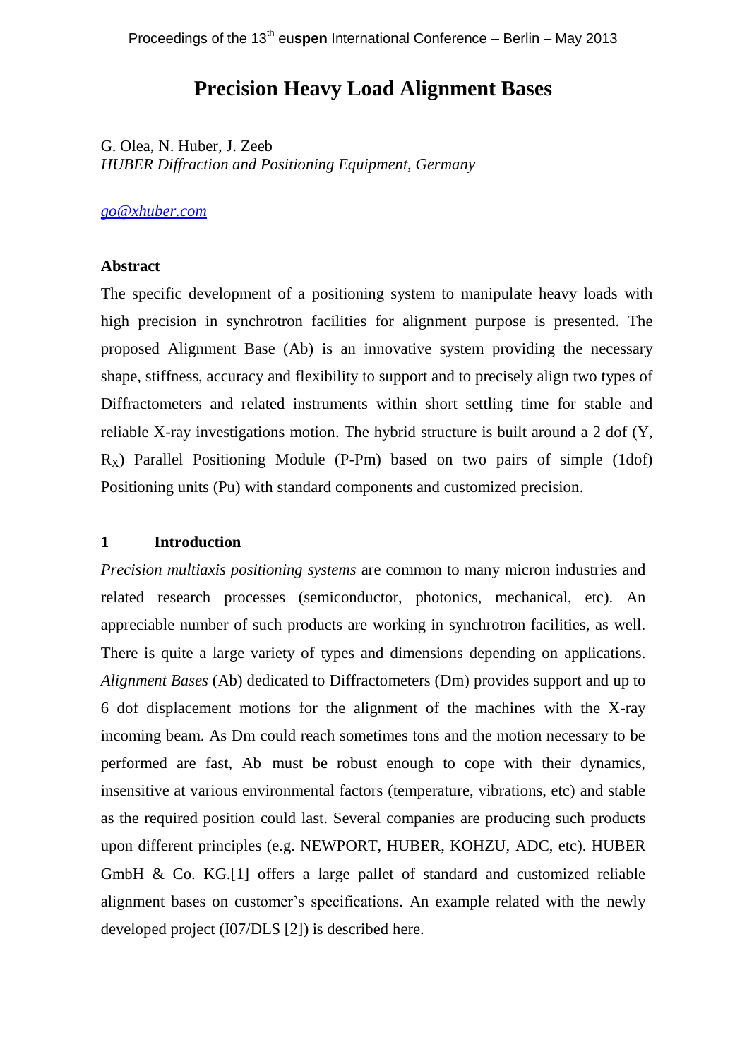# Precision Heavy Load Alignment Bases

G. Olea, N. Huber, J. Zeeb
*HUBER Diffraction and Positioning Equipment, Germany*

*go@xhuber.com*

### Abstract

The specific development of a positioning system to manipulate heavy loads with high precision in synchrotron facilities for alignment purpose is presented. The proposed Alignment Base (Ab) is an innovative system providing the necessary shape, stiffness, accuracy and flexibility to support and to precisely align two types of Diffractometers and related instruments within short settling time for stable and reliable X-ray investigations motion. The hybrid structure is built around a 2 dof (Y, $R_X$) Parallel Positioning Module (P-Pm) based on two pairs of simple (1dof) Positioning units (Pu) with standard components and customized precision.

## 1 Introduction

*Precision multiaxis positioning systems* are common to many micron industries and related research processes (semiconductor, photonics, mechanical, etc). An appreciable number of such products are working in synchrotron facilities, as well. There is quite a large variety of types and dimensions depending on applications. *Alignment Bases* (Ab) dedicated to Diffractometers (Dm) provides support and up to 6 dof displacement motions for the alignment of the machines with the X-ray incoming beam. As Dm could reach sometimes tons and the motion necessary to be performed are fast, Ab must be robust enough to cope with their dynamics, insensitive at various environmental factors (temperature, vibrations, etc) and stable as the required position could last. Several companies are producing such products upon different principles (e.g. NEWPORT, HUBER, KOHZU, ADC, etc). HUBER GmbH & Co. KG.[1] offers a large pallet of standard and customized reliable alignment bases on customer's specifications. An example related with the newly developed project (I07/DLS [2]) is described here.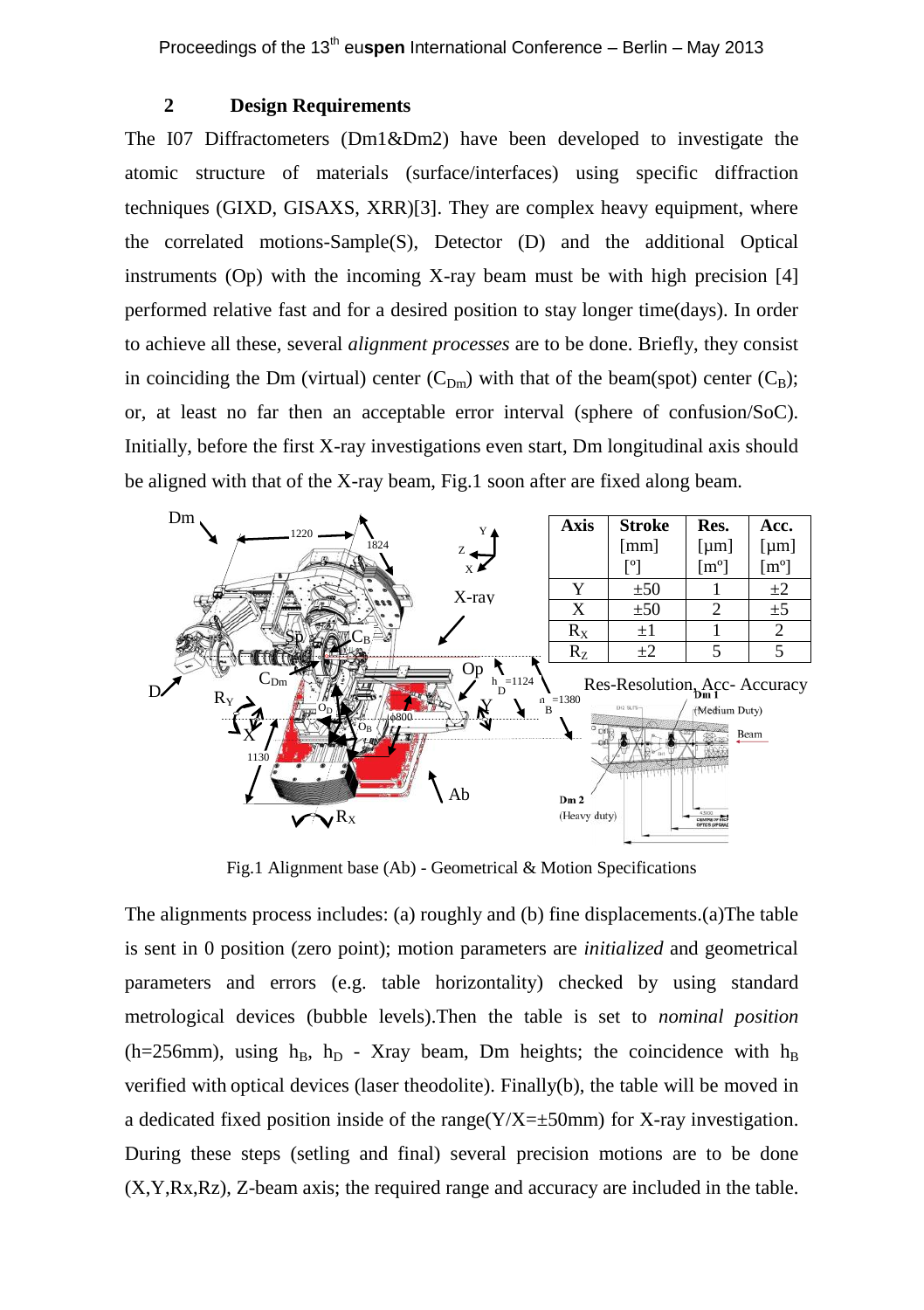## 2 Design Requirements

The I07 Diffractometers (Dm1&Dm2) have been developed to investigate the atomic structure of materials (surface/interfaces) using specific diffraction techniques (GIXD, GISAXS, XRR)[3]. They are complex heavy equipment, where the correlated motions-Sample(S), Detector (D) and the additional Optical instruments (Op) with the incoming X-ray beam must be with high precision [4] performed relative fast and for a desired position to stay longer time(days). In order to achieve all these, several *alignment processes* are to be done. Briefly, they consist in coinciding the Dm (virtual) center ($C_{Dm}$) with that of the beam(spot) center ($C_B$); or, at least no far then an acceptable error interval (sphere of confusion/SoC). Initially, before the first X-ray investigations even start, Dm longitudinal axis should be aligned with that of the X-ray beam, Fig.1 soon after are fixed along beam.

| Axis | Stroke [mm] [°] | Res. [μm] [m°] | Acc. [μm] [m°] |
|---|---|---|---|
| Y | ±50 | 1 | ±2 |
| X | ±50 | 2 | ±5 |
| $R_X$ | ±1 | 1 | 2 |
| $R_Z$ | ±2 | 5 | 5 |

Res-Resolution, Acc- Accuracy

Fig.1 Alignment base (Ab) - Geometrical & Motion Specifications

The alignments process includes: (a) roughly and (b) fine displacements.(a)The table is sent in 0 position (zero point); motion parameters are *initialized* and geometrical parameters and errors (e.g. table horizontality) checked by using standard metrological devices (bubble levels).Then the table is set to *nominal position* (h=256mm), using $h_B$, $h_D$ - Xray beam, Dm heights; the coincidence with $h_B$ verified with optical devices (laser theodolite). Finally(b), the table will be moved in a dedicated fixed position inside of the range(Y/X=±50mm) for X-ray investigation. During these steps (setling and final) several precision motions are to be done (X,Y,Rx,Rz), Z-beam axis; the required range and accuracy are included in the table.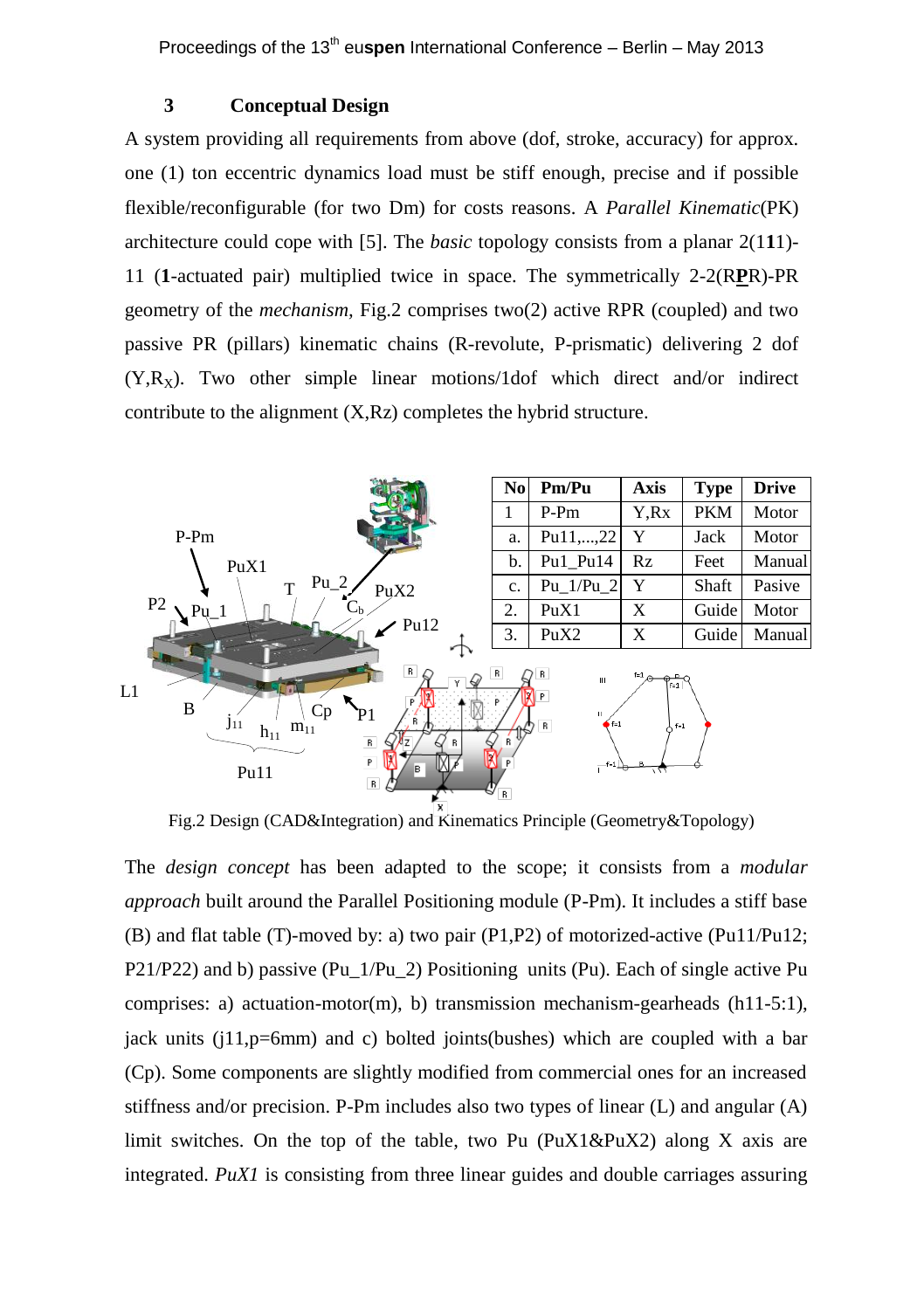## 3 Conceptual Design

A system providing all requirements from above (dof, stroke, accuracy) for approx. one (1) ton eccentric dynamics load must be stiff enough, precise and if possible flexible/reconfigurable (for two Dm) for costs reasons. A *Parallel Kinematic*(PK) architecture could cope with [5]. The *basic* topology consists from a planar 2(1**1**1)-11 (**1**-actuated pair) multiplied twice in space. The symmetrically 2-2(R**P**R)-PR geometry of the *mechanism*, Fig.2 comprises two(2) active RPR (coupled) and two passive PR (pillars) kinematic chains (R-revolute, P-prismatic) delivering 2 dof ($Y,R_X$). Two other simple linear motions/1dof which direct and/or indirect contribute to the alignment (X,Rz) completes the hybrid structure.

| No | Pm/Pu | Axis | Type | Drive |
|---|---|---|---|---|
| 1 | P-Pm | Y,Rx | PKM | Motor |
| a. | Pu11,...,22 | Y | Jack | Motor |
| b. | Pu1_Pu14 | Rz | Feet | Manual |
| c. | Pu_1/Pu_2 | Y | Shaft | Pasive |
| 2. | PuX1 | X | Guide | Motor |
| 3. | PuX2 | X | Guide | Manual |

Fig.2 Design (CAD&Integration) and Kinematics Principle (Geometry&Topology)

The *design concept* has been adapted to the scope; it consists from a *modular approach* built around the Parallel Positioning module (P-Pm). It includes a stiff base (B) and flat table (T)-moved by: a) two pair (P1,P2) of motorized-active (Pu11/Pu12; P21/P22) and b) passive (Pu_1/Pu_2) Positioning units (Pu). Each of single active Pu comprises: a) actuation-motor(m), b) transmission mechanism-gearheads (h11-5:1), jack units (j11,p=6mm) and c) bolted joints(bushes) which are coupled with a bar (Cp). Some components are slightly modified from commercial ones for an increased stiffness and/or precision. P-Pm includes also two types of linear (L) and angular (A) limit switches. On the top of the table, two Pu (PuX1&PuX2) along X axis are integrated. *PuX1* is consisting from three linear guides and double carriages assuring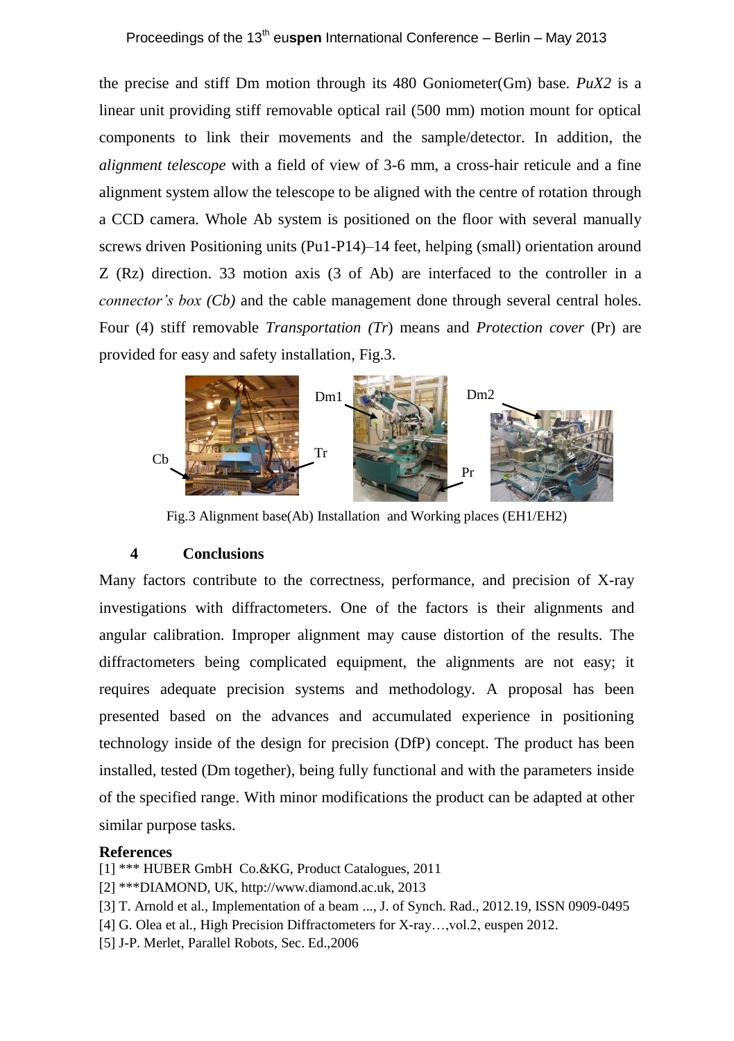the precise and stiff Dm motion through its 480 Goniometer(Gm) base. *PuX2* is a linear unit providing stiff removable optical rail (500 mm) motion mount for optical components to link their movements and the sample/detector. In addition, the *alignment telescope* with a field of view of 3-6 mm, a cross-hair reticule and a fine alignment system allow the telescope to be aligned with the centre of rotation through a CCD camera. Whole Ab system is positioned on the floor with several manually screws driven Positioning units (Pu1-P14)–14 feet, helping (small) orientation around Z (Rz) direction. 33 motion axis (3 of Ab) are interfaced to the controller in a *connector's box (Cb)* and the cable management done through several central holes. Four (4) stiff removable *Transportation (Tr)* means and *Protection cover* (Pr) are provided for easy and safety installation, Fig.3.

Cb

Tr

Dm1

Pr

Dm2

Fig.3 Alignment base(Ab) Installation and Working places (EH1/EH2)

## 4 Conclusions

Many factors contribute to the correctness, performance, and precision of X-ray investigations with diffractometers. One of the factors is their alignments and angular calibration. Improper alignment may cause distortion of the results. The diffractometers being complicated equipment, the alignments are not easy; it requires adequate precision systems and methodology. A proposal has been presented based on the advances and accumulated experience in positioning technology inside of the design for precision (DfP) concept. The product has been installed, tested (Dm together), being fully functional and with the parameters inside of the specified range. With minor modifications the product can be adapted at other similar purpose tasks.

**References**

[1] *** HUBER GmbH Co.&KG, Product Catalogues, 2011

[2] ***DIAMOND, UK, http://www.diamond.ac.uk, 2013

[3] T. Arnold et al., Implementation of a beam ..., J. of Synch. Rad., 2012.19, ISSN 0909-0495

[4] G. Olea et al., High Precision Diffractometers for X-ray…,vol.2, euspen 2012.

[5] J-P. Merlet, Parallel Robots, Sec. Ed.,2006